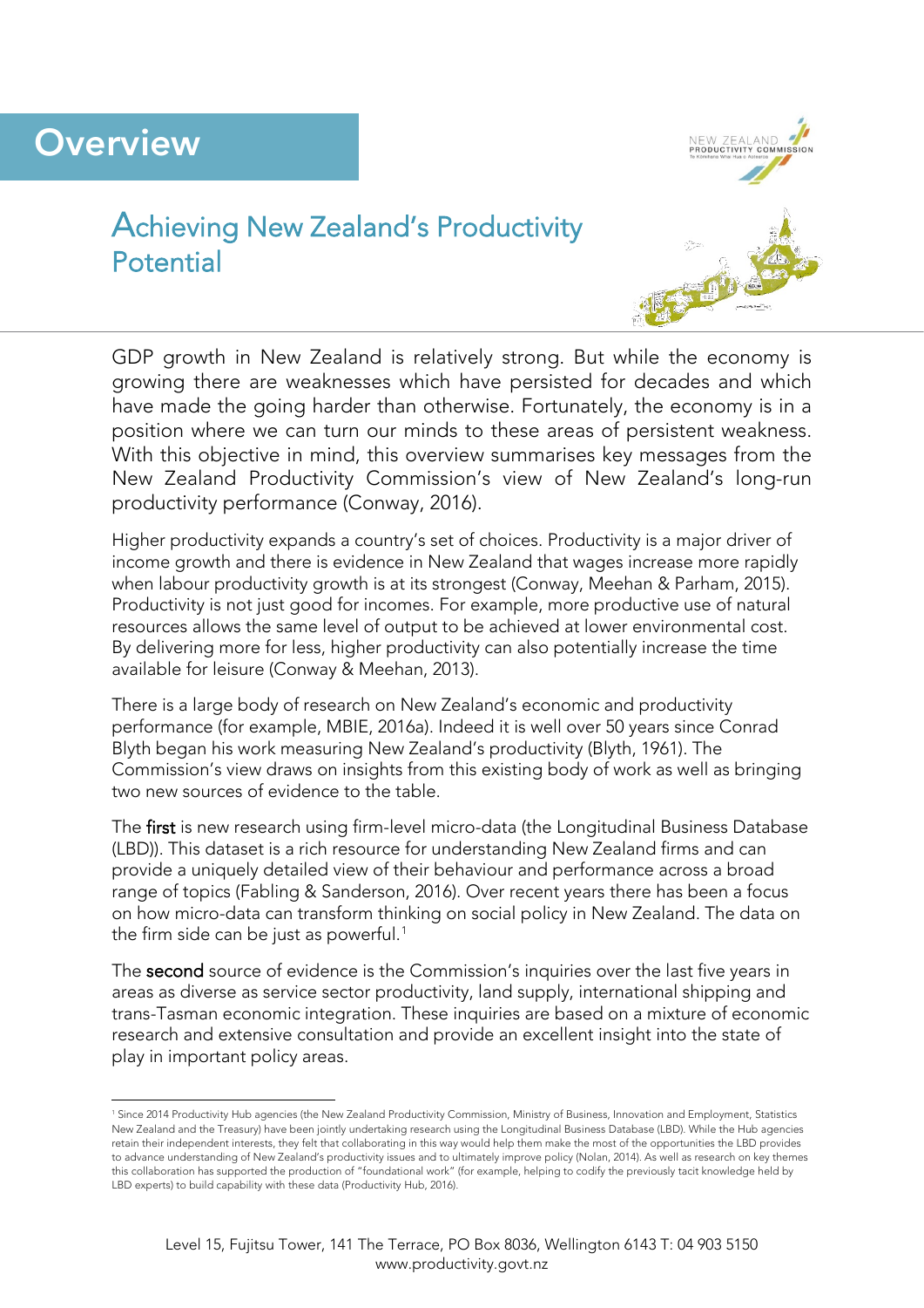# Overview

## Achieving New Zealand's Productivity Potential

GDP growth in New Zealand is relatively strong. But while the economy is growing there are weaknesses which have persisted for decades and which have made the going harder than otherwise. Fortunately, the economy is in a position where we can turn our minds to these areas of persistent weakness. With this objective in mind, this overview summarises key messages from the New Zealand Productivity Commission's view of New Zealand's long-run productivity performance (Conway, 2016).

Higher productivity expands a country's set of choices. Productivity is a major driver of income growth and there is evidence in New Zealand that wages increase more rapidly when labour productivity growth is at its strongest (Conway, Meehan & Parham, 2015). Productivity is not just good for incomes. For example, more productive use of natural resources allows the same level of output to be achieved at lower environmental cost. By delivering more for less, higher productivity can also potentially increase the time available for leisure (Conway & Meehan, 2013).

There is a large body of research on New Zealand's economic and productivity performance (for example, MBIE, 2016a). Indeed it is well over 50 years since Conrad Blyth began his work measuring New Zealand's productivity (Blyth, 1961). The Commission's view draws on insights from this existing body of work as well as bringing two new sources of evidence to the table.

The **first** is new research using firm-level micro-data (the Longitudinal Business Database (LBD)). This dataset is a rich resource for understanding New Zealand firms and can provide a uniquely detailed view of their behaviour and performance across a broad range of topics (Fabling & Sanderson, 2016). Over recent years there has been a focus on how micro-data can transform thinking on social policy in New Zealand. The data on the firm side can be just as powerful.[1]

The **second** source of evidence is the Commission's inquiries over the last five years in areas as diverse as service sector productivity, land supply, international shipping and trans-Tasman economic integration. These inquiries are based on a mixture of economic research and extensive consultation and provide an excellent insight into the state of play in important policy areas.

---

[1] Since 2014 Productivity Hub agencies (the New Zealand Productivity Commission, Ministry of Business, Innovation and Employment, Statistics New Zealand and the Treasury) have been jointly undertaking research using the Longitudinal Business Database (LBD). While the Hub agencies retain their independent interests, they felt that collaborating in this way would help them make the most of the opportunities the LBD provides to advance understanding of New Zealand's productivity issues and to ultimately improve policy (Nolan, 2014). As well as research on key themes this collaboration has supported the production of "foundational work" (for example, helping to codify the previously tacit knowledge held by LBD experts) to build capability with these data (Productivity Hub, 2016).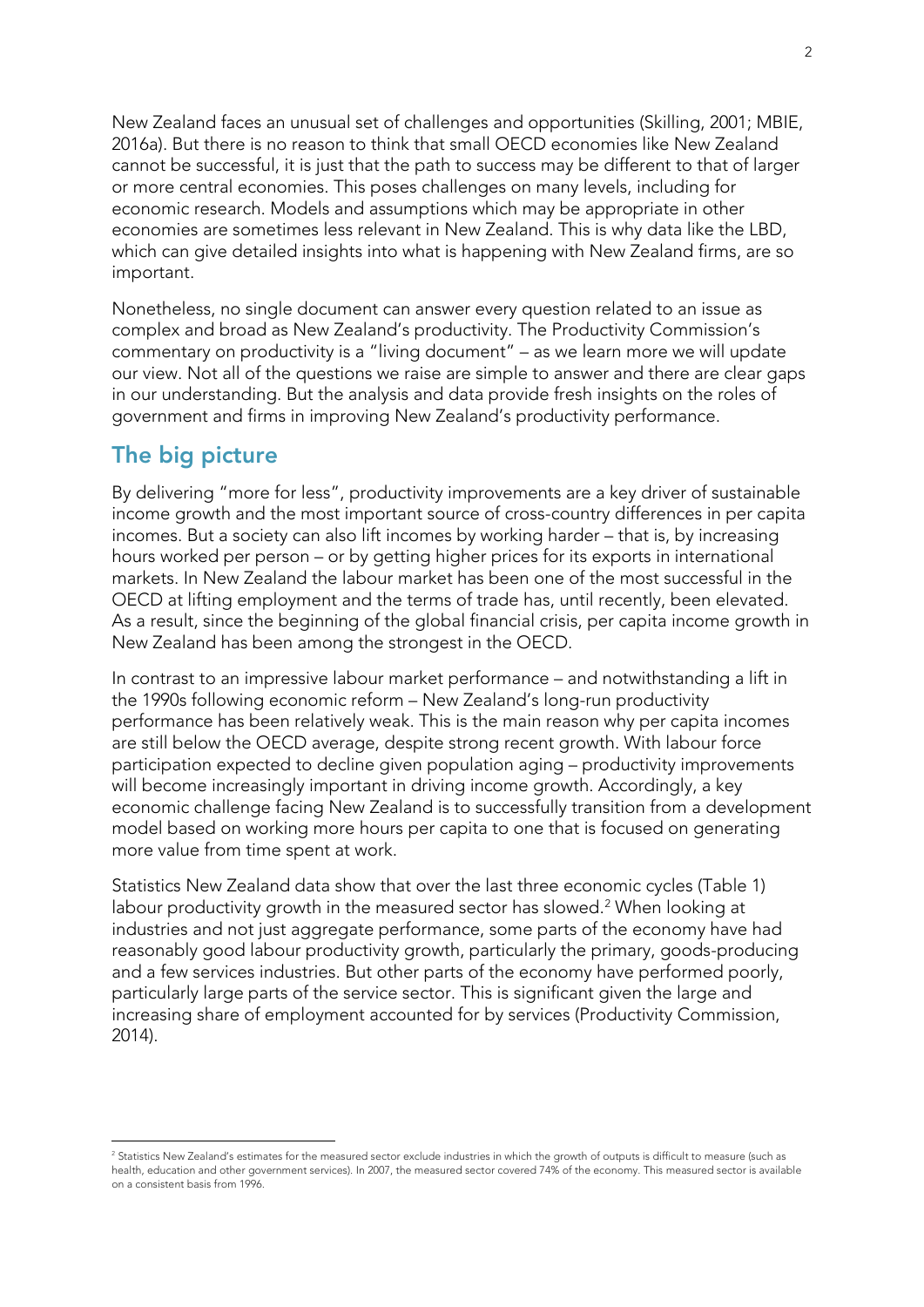New Zealand faces an unusual set of challenges and opportunities (Skilling, 2001; MBIE, 2016a). But there is no reason to think that small OECD economies like New Zealand cannot be successful, it is just that the path to success may be different to that of larger or more central economies. This poses challenges on many levels, including for economic research. Models and assumptions which may be appropriate in other economies are sometimes less relevant in New Zealand. This is why data like the LBD, which can give detailed insights into what is happening with New Zealand firms, are so important.

Nonetheless, no single document can answer every question related to an issue as complex and broad as New Zealand's productivity. The Productivity Commission's commentary on productivity is a "living document" – as we learn more we will update our view. Not all of the questions we raise are simple to answer and there are clear gaps in our understanding. But the analysis and data provide fresh insights on the roles of government and firms in improving New Zealand's productivity performance.

## The big picture

By delivering "more for less", productivity improvements are a key driver of sustainable income growth and the most important source of cross-country differences in per capita incomes. But a society can also lift incomes by working harder – that is, by increasing hours worked per person – or by getting higher prices for its exports in international markets. In New Zealand the labour market has been one of the most successful in the OECD at lifting employment and the terms of trade has, until recently, been elevated. As a result, since the beginning of the global financial crisis, per capita income growth in New Zealand has been among the strongest in the OECD.

In contrast to an impressive labour market performance – and notwithstanding a lift in the 1990s following economic reform – New Zealand's long-run productivity performance has been relatively weak. This is the main reason why per capita incomes are still below the OECD average, despite strong recent growth. With labour force participation expected to decline given population aging – productivity improvements will become increasingly important in driving income growth. Accordingly, a key economic challenge facing New Zealand is to successfully transition from a development model based on working more hours per capita to one that is focused on generating more value from time spent at work.

Statistics New Zealand data show that over the last three economic cycles (Table 1) labour productivity growth in the measured sector has slowed.[2] When looking at industries and not just aggregate performance, some parts of the economy have had reasonably good labour productivity growth, particularly the primary, goods-producing and a few services industries. But other parts of the economy have performed poorly, particularly large parts of the service sector. This is significant given the large and increasing share of employment accounted for by services (Productivity Commission, 2014).

[2] Statistics New Zealand's estimates for the measured sector exclude industries in which the growth of outputs is difficult to measure (such as health, education and other government services). In 2007, the measured sector covered 74% of the economy. This measured sector is available on a consistent basis from 1996.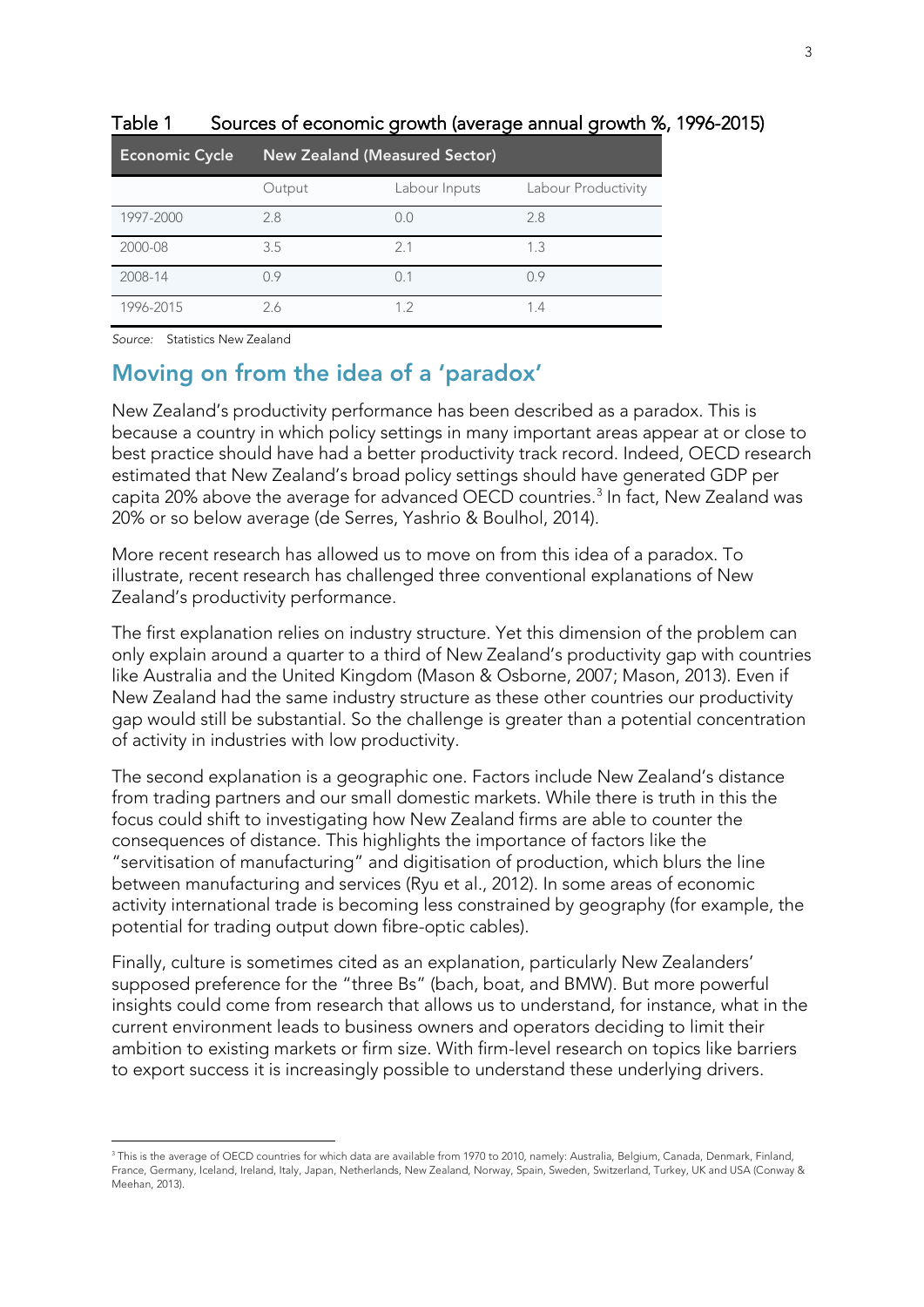Table 1 Sources of economic growth (average annual growth %, 1996-2015)

| Economic Cycle | New Zealand (Measured Sector) | | |
|---|---|---|---|
| | Output | Labour Inputs | Labour Productivity |
| 1997-2000 | 2.8 | 0.0 | 2.8 |
| 2000-08 | 3.5 | 2.1 | 1.3 |
| 2008-14 | 0.9 | 0.1 | 0.9 |
| 1996-2015 | 2.6 | 1.2 | 1.4 |

*Source:* Statistics New Zealand

## Moving on from the idea of a 'paradox'

New Zealand's productivity performance has been described as a paradox. This is because a country in which policy settings in many important areas appear at or close to best practice should have had a better productivity track record. Indeed, OECD research estimated that New Zealand's broad policy settings should have generated GDP per capita 20% above the average for advanced OECD countries.[3] In fact, New Zealand was 20% or so below average (de Serres, Yashrio & Boulhol, 2014).

More recent research has allowed us to move on from this idea of a paradox. To illustrate, recent research has challenged three conventional explanations of New Zealand's productivity performance.

The first explanation relies on industry structure. Yet this dimension of the problem can only explain around a quarter to a third of New Zealand's productivity gap with countries like Australia and the United Kingdom (Mason & Osborne, 2007; Mason, 2013). Even if New Zealand had the same industry structure as these other countries our productivity gap would still be substantial. So the challenge is greater than a potential concentration of activity in industries with low productivity.

The second explanation is a geographic one. Factors include New Zealand's distance from trading partners and our small domestic markets. While there is truth in this the focus could shift to investigating how New Zealand firms are able to counter the consequences of distance. This highlights the importance of factors like the "servitisation of manufacturing" and digitisation of production, which blurs the line between manufacturing and services (Ryu et al., 2012). In some areas of economic activity international trade is becoming less constrained by geography (for example, the potential for trading output down fibre-optic cables).

Finally, culture is sometimes cited as an explanation, particularly New Zealanders' supposed preference for the "three Bs" (bach, boat, and BMW). But more powerful insights could come from research that allows us to understand, for instance, what in the current environment leads to business owners and operators deciding to limit their ambition to existing markets or firm size. With firm-level research on topics like barriers to export success it is increasingly possible to understand these underlying drivers.

---

[3] This is the average of OECD countries for which data are available from 1970 to 2010, namely: Australia, Belgium, Canada, Denmark, Finland, France, Germany, Iceland, Ireland, Italy, Japan, Netherlands, New Zealand, Norway, Spain, Sweden, Switzerland, Turkey, UK and USA (Conway & Meehan, 2013).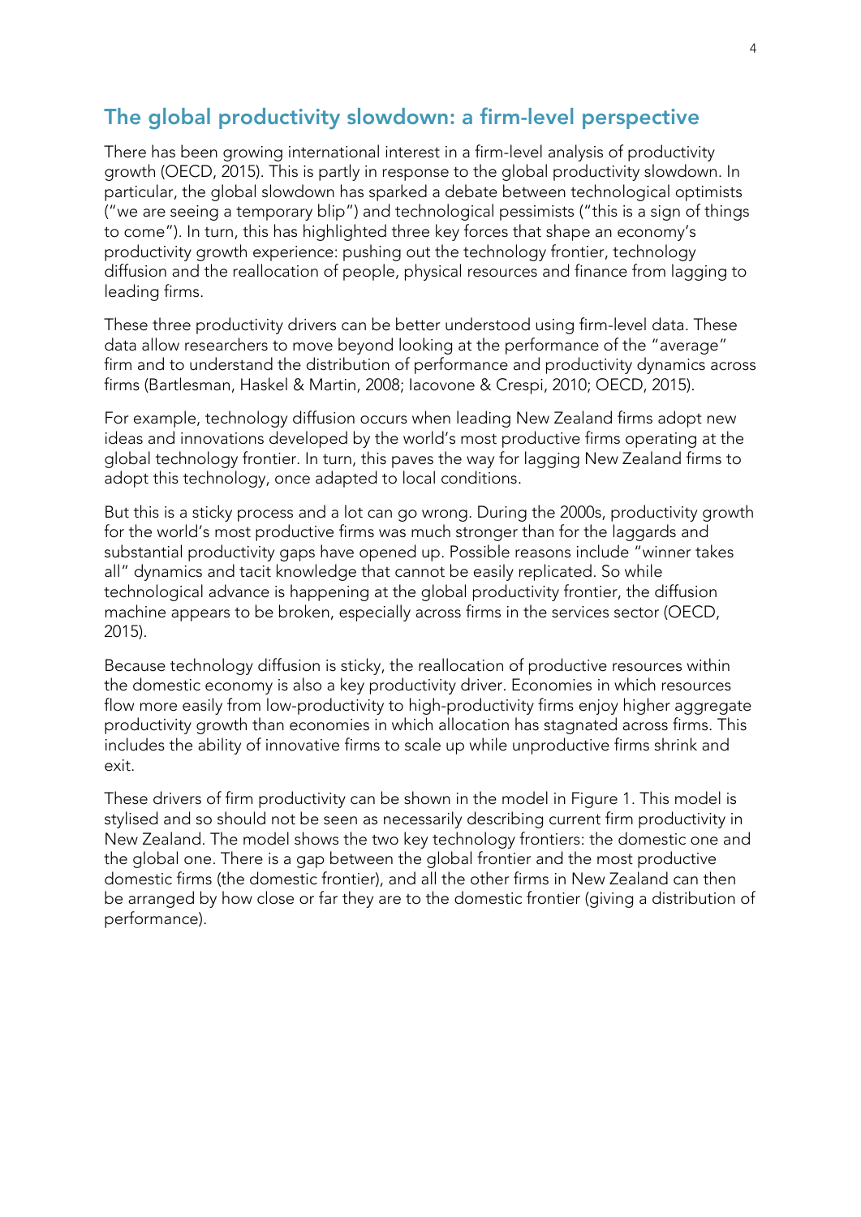## The global productivity slowdown: a firm-level perspective

There has been growing international interest in a firm-level analysis of productivity growth (OECD, 2015). This is partly in response to the global productivity slowdown. In particular, the global slowdown has sparked a debate between technological optimists ("we are seeing a temporary blip") and technological pessimists ("this is a sign of things to come"). In turn, this has highlighted three key forces that shape an economy's productivity growth experience: pushing out the technology frontier, technology diffusion and the reallocation of people, physical resources and finance from lagging to leading firms.

These three productivity drivers can be better understood using firm-level data. These data allow researchers to move beyond looking at the performance of the "average" firm and to understand the distribution of performance and productivity dynamics across firms (Bartlesman, Haskel & Martin, 2008; Iacovone & Crespi, 2010; OECD, 2015).

For example, technology diffusion occurs when leading New Zealand firms adopt new ideas and innovations developed by the world's most productive firms operating at the global technology frontier. In turn, this paves the way for lagging New Zealand firms to adopt this technology, once adapted to local conditions.

But this is a sticky process and a lot can go wrong. During the 2000s, productivity growth for the world's most productive firms was much stronger than for the laggards and substantial productivity gaps have opened up. Possible reasons include "winner takes all" dynamics and tacit knowledge that cannot be easily replicated. So while technological advance is happening at the global productivity frontier, the diffusion machine appears to be broken, especially across firms in the services sector (OECD, 2015).

Because technology diffusion is sticky, the reallocation of productive resources within the domestic economy is also a key productivity driver. Economies in which resources flow more easily from low-productivity to high-productivity firms enjoy higher aggregate productivity growth than economies in which allocation has stagnated across firms. This includes the ability of innovative firms to scale up while unproductive firms shrink and exit.

These drivers of firm productivity can be shown in the model in Figure 1. This model is stylised and so should not be seen as necessarily describing current firm productivity in New Zealand. The model shows the two key technology frontiers: the domestic one and the global one. There is a gap between the global frontier and the most productive domestic firms (the domestic frontier), and all the other firms in New Zealand can then be arranged by how close or far they are to the domestic frontier (giving a distribution of performance).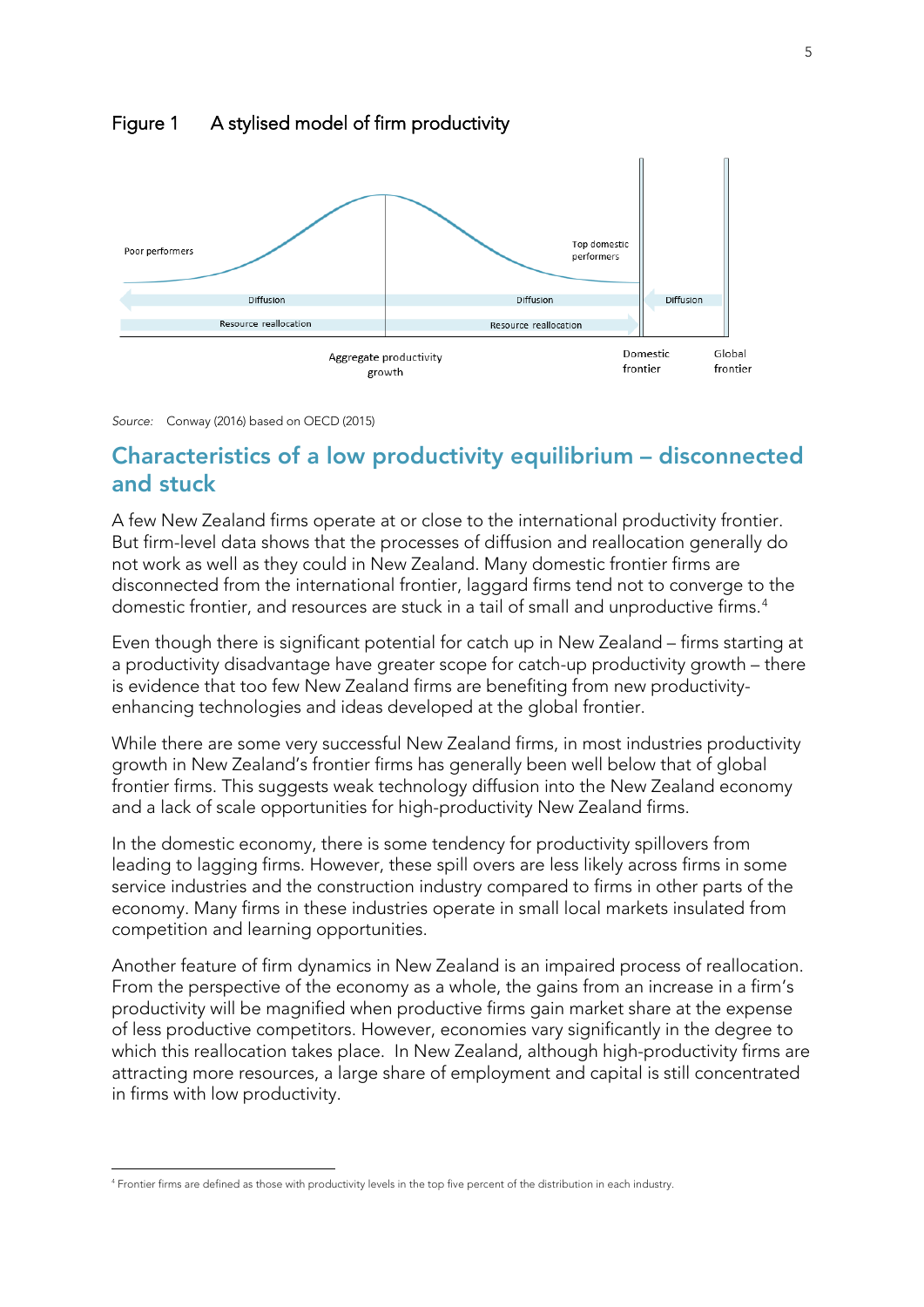Figure 1 A stylised model of firm productivity

*Source:* Conway (2016) based on OECD (2015)

## Characteristics of a low productivity equilibrium – disconnected and stuck

A few New Zealand firms operate at or close to the international productivity frontier. But firm-level data shows that the processes of diffusion and reallocation generally do not work as well as they could in New Zealand. Many domestic frontier firms are disconnected from the international frontier, laggard firms tend not to converge to the domestic frontier, and resources are stuck in a tail of small and unproductive firms.[4]

Even though there is significant potential for catch up in New Zealand – firms starting at a productivity disadvantage have greater scope for catch-up productivity growth – there is evidence that too few New Zealand firms are benefiting from new productivity-enhancing technologies and ideas developed at the global frontier.

While there are some very successful New Zealand firms, in most industries productivity growth in New Zealand's frontier firms has generally been well below that of global frontier firms. This suggests weak technology diffusion into the New Zealand economy and a lack of scale opportunities for high-productivity New Zealand firms.

In the domestic economy, there is some tendency for productivity spillovers from leading to lagging firms. However, these spill overs are less likely across firms in some service industries and the construction industry compared to firms in other parts of the economy. Many firms in these industries operate in small local markets insulated from competition and learning opportunities.

Another feature of firm dynamics in New Zealand is an impaired process of reallocation. From the perspective of the economy as a whole, the gains from an increase in a firm's productivity will be magnified when productive firms gain market share at the expense of less productive competitors. However, economies vary significantly in the degree to which this reallocation takes place. In New Zealand, although high-productivity firms are attracting more resources, a large share of employment and capital is still concentrated in firms with low productivity.

[4] Frontier firms are defined as those with productivity levels in the top five percent of the distribution in each industry.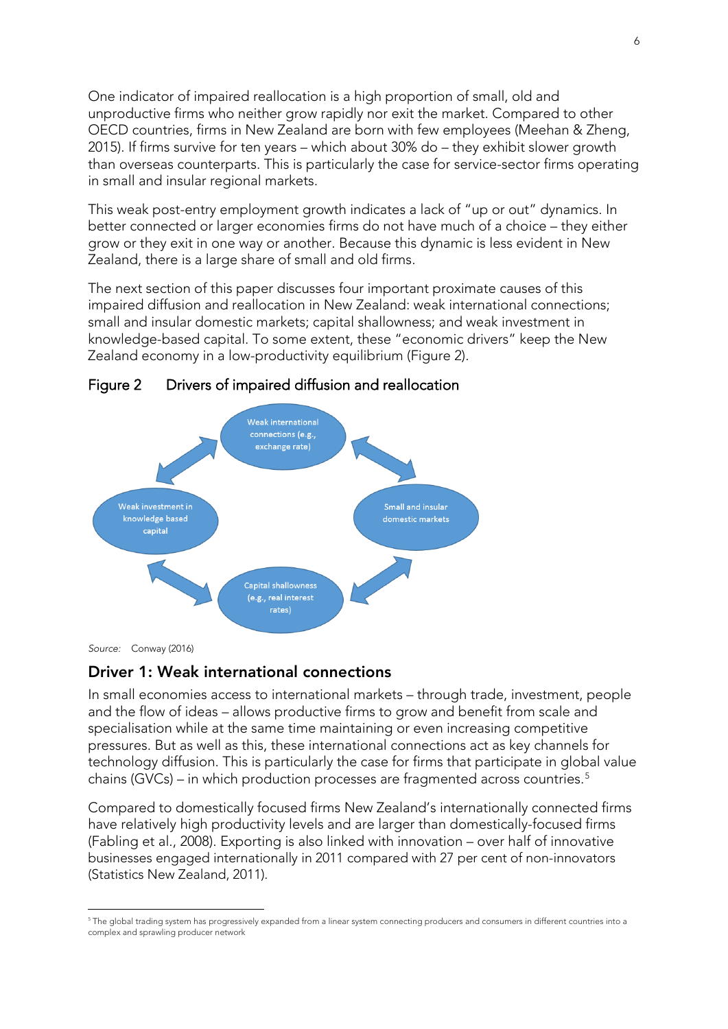One indicator of impaired reallocation is a high proportion of small, old and unproductive firms who neither grow rapidly nor exit the market. Compared to other OECD countries, firms in New Zealand are born with few employees (Meehan & Zheng, 2015). If firms survive for ten years – which about 30% do – they exhibit slower growth than overseas counterparts. This is particularly the case for service-sector firms operating in small and insular regional markets.

This weak post-entry employment growth indicates a lack of "up or out" dynamics. In better connected or larger economies firms do not have much of a choice – they either grow or they exit in one way or another. Because this dynamic is less evident in New Zealand, there is a large share of small and old firms.

The next section of this paper discusses four important proximate causes of this impaired diffusion and reallocation in New Zealand: weak international connections; small and insular domestic markets; capital shallowness; and weak investment in knowledge-based capital. To some extent, these "economic drivers" keep the New Zealand economy in a low-productivity equilibrium (Figure 2).

Figure 2 Drivers of impaired diffusion and reallocation

Weak international connections (e.g., exchange rate)

Small and insular domestic markets

Capital shallowness (e.g., real interest rates)

Weak investment in knowledge based capital

*Source:* Conway (2016)

## Driver 1: Weak international connections

In small economies access to international markets – through trade, investment, people and the flow of ideas – allows productive firms to grow and benefit from scale and specialisation while at the same time maintaining or even increasing competitive pressures. But as well as this, these international connections act as key channels for technology diffusion. This is particularly the case for firms that participate in global value chains (GVCs) – in which production processes are fragmented across countries.[5]

Compared to domestically focused firms New Zealand's internationally connected firms have relatively high productivity levels and are larger than domestically-focused firms (Fabling et al., 2008). Exporting is also linked with innovation – over half of innovative businesses engaged internationally in 2011 compared with 27 per cent of non-innovators (Statistics New Zealand, 2011).

[5] The global trading system has progressively expanded from a linear system connecting producers and consumers in different countries into a complex and sprawling producer network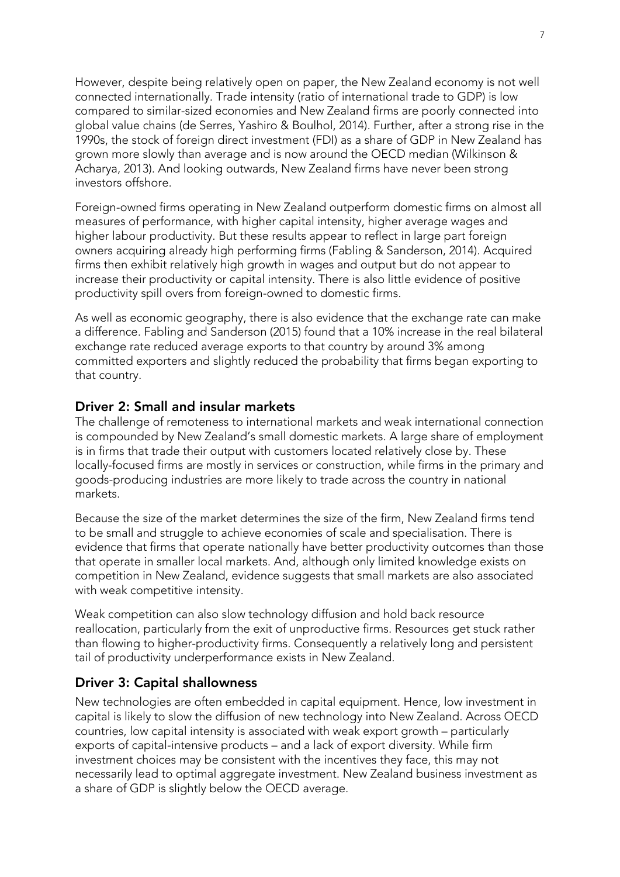However, despite being relatively open on paper, the New Zealand economy is not well connected internationally. Trade intensity (ratio of international trade to GDP) is low compared to similar-sized economies and New Zealand firms are poorly connected into global value chains (de Serres, Yashiro & Boulhol, 2014). Further, after a strong rise in the 1990s, the stock of foreign direct investment (FDI) as a share of GDP in New Zealand has grown more slowly than average and is now around the OECD median (Wilkinson & Acharya, 2013). And looking outwards, New Zealand firms have never been strong investors offshore.

Foreign-owned firms operating in New Zealand outperform domestic firms on almost all measures of performance, with higher capital intensity, higher average wages and higher labour productivity. But these results appear to reflect in large part foreign owners acquiring already high performing firms (Fabling & Sanderson, 2014). Acquired firms then exhibit relatively high growth in wages and output but do not appear to increase their productivity or capital intensity. There is also little evidence of positive productivity spill overs from foreign-owned to domestic firms.

As well as economic geography, there is also evidence that the exchange rate can make a difference. Fabling and Sanderson (2015) found that a 10% increase in the real bilateral exchange rate reduced average exports to that country by around 3% among committed exporters and slightly reduced the probability that firms began exporting to that country.

## Driver 2: Small and insular markets

The challenge of remoteness to international markets and weak international connection is compounded by New Zealand's small domestic markets. A large share of employment is in firms that trade their output with customers located relatively close by. These locally-focused firms are mostly in services or construction, while firms in the primary and goods-producing industries are more likely to trade across the country in national markets.

Because the size of the market determines the size of the firm, New Zealand firms tend to be small and struggle to achieve economies of scale and specialisation. There is evidence that firms that operate nationally have better productivity outcomes than those that operate in smaller local markets. And, although only limited knowledge exists on competition in New Zealand, evidence suggests that small markets are also associated with weak competitive intensity.

Weak competition can also slow technology diffusion and hold back resource reallocation, particularly from the exit of unproductive firms. Resources get stuck rather than flowing to higher-productivity firms. Consequently a relatively long and persistent tail of productivity underperformance exists in New Zealand.

## Driver 3: Capital shallowness

New technologies are often embedded in capital equipment. Hence, low investment in capital is likely to slow the diffusion of new technology into New Zealand. Across OECD countries, low capital intensity is associated with weak export growth – particularly exports of capital-intensive products – and a lack of export diversity. While firm investment choices may be consistent with the incentives they face, this may not necessarily lead to optimal aggregate investment. New Zealand business investment as a share of GDP is slightly below the OECD average.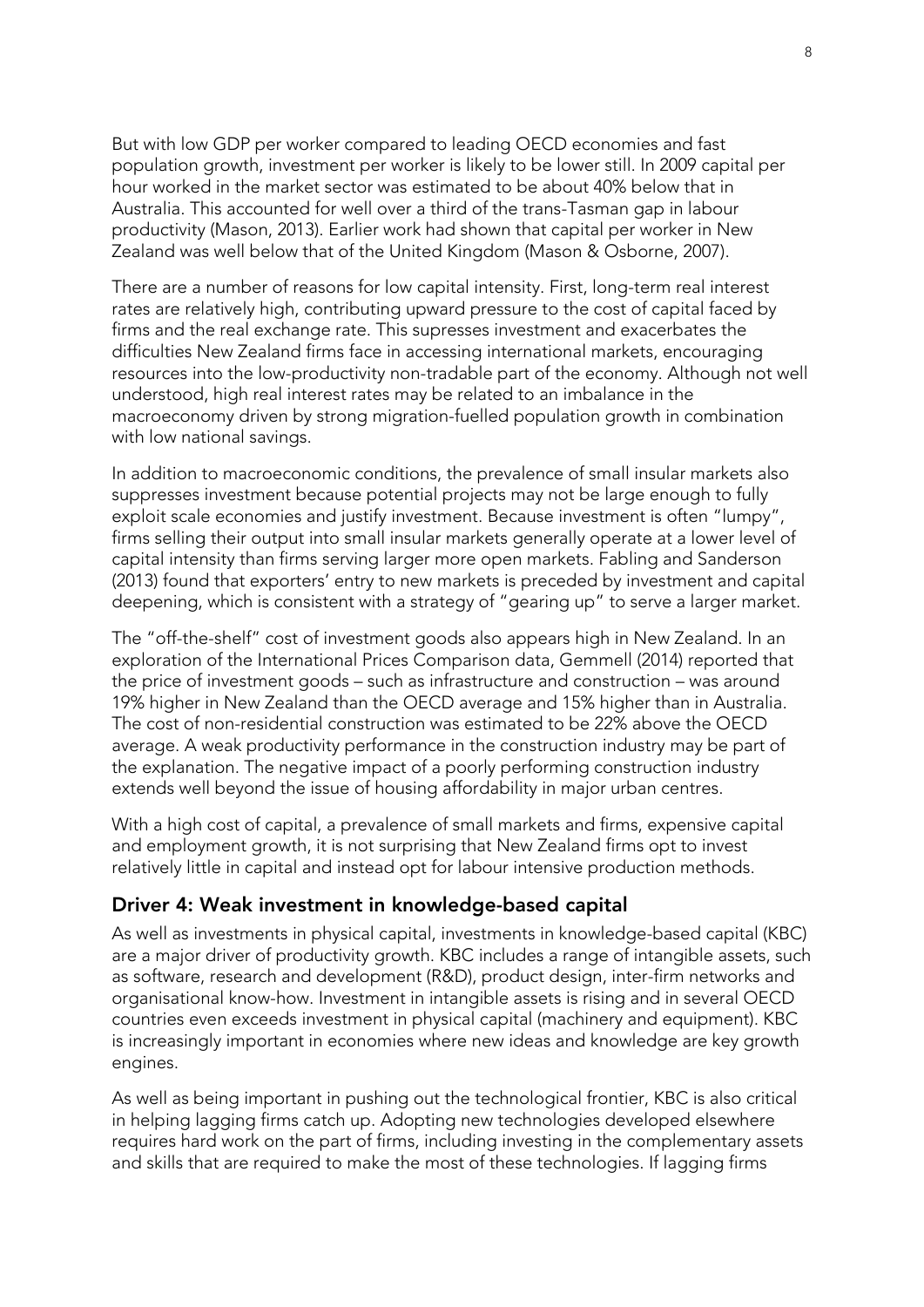But with low GDP per worker compared to leading OECD economies and fast population growth, investment per worker is likely to be lower still. In 2009 capital per hour worked in the market sector was estimated to be about 40% below that in Australia. This accounted for well over a third of the trans-Tasman gap in labour productivity (Mason, 2013). Earlier work had shown that capital per worker in New Zealand was well below that of the United Kingdom (Mason & Osborne, 2007).

There are a number of reasons for low capital intensity. First, long-term real interest rates are relatively high, contributing upward pressure to the cost of capital faced by firms and the real exchange rate. This supresses investment and exacerbates the difficulties New Zealand firms face in accessing international markets, encouraging resources into the low-productivity non-tradable part of the economy. Although not well understood, high real interest rates may be related to an imbalance in the macroeconomy driven by strong migration-fuelled population growth in combination with low national savings.

In addition to macroeconomic conditions, the prevalence of small insular markets also suppresses investment because potential projects may not be large enough to fully exploit scale economies and justify investment. Because investment is often "lumpy", firms selling their output into small insular markets generally operate at a lower level of capital intensity than firms serving larger more open markets. Fabling and Sanderson (2013) found that exporters' entry to new markets is preceded by investment and capital deepening, which is consistent with a strategy of "gearing up" to serve a larger market.

The "off-the-shelf" cost of investment goods also appears high in New Zealand. In an exploration of the International Prices Comparison data, Gemmell (2014) reported that the price of investment goods – such as infrastructure and construction – was around 19% higher in New Zealand than the OECD average and 15% higher than in Australia. The cost of non-residential construction was estimated to be 22% above the OECD average. A weak productivity performance in the construction industry may be part of the explanation. The negative impact of a poorly performing construction industry extends well beyond the issue of housing affordability in major urban centres.

With a high cost of capital, a prevalence of small markets and firms, expensive capital and employment growth, it is not surprising that New Zealand firms opt to invest relatively little in capital and instead opt for labour intensive production methods.

## Driver 4: Weak investment in knowledge-based capital

As well as investments in physical capital, investments in knowledge-based capital (KBC) are a major driver of productivity growth. KBC includes a range of intangible assets, such as software, research and development (R&D), product design, inter-firm networks and organisational know-how. Investment in intangible assets is rising and in several OECD countries even exceeds investment in physical capital (machinery and equipment). KBC is increasingly important in economies where new ideas and knowledge are key growth engines.

As well as being important in pushing out the technological frontier, KBC is also critical in helping lagging firms catch up. Adopting new technologies developed elsewhere requires hard work on the part of firms, including investing in the complementary assets and skills that are required to make the most of these technologies. If lagging firms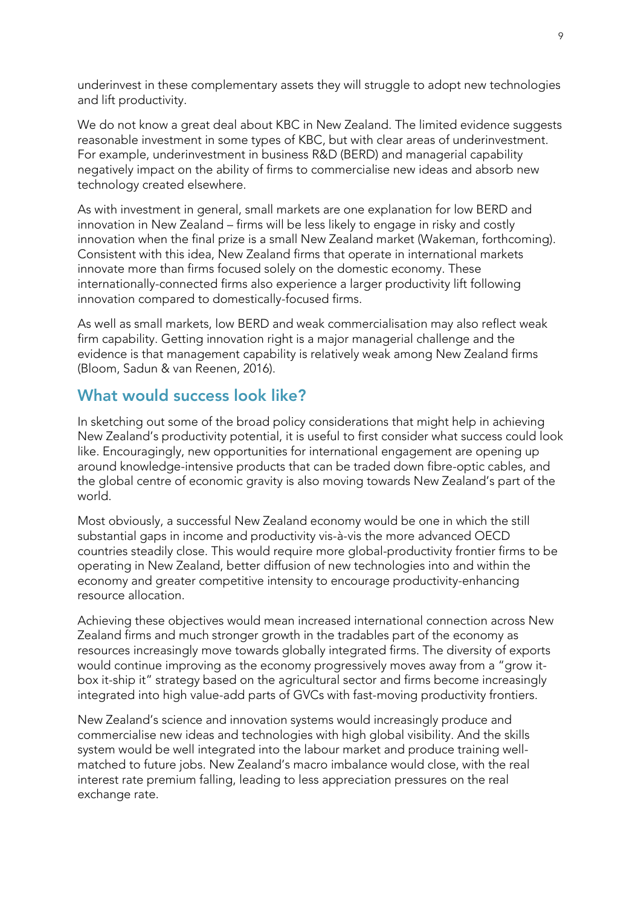underinvest in these complementary assets they will struggle to adopt new technologies and lift productivity.

We do not know a great deal about KBC in New Zealand. The limited evidence suggests reasonable investment in some types of KBC, but with clear areas of underinvestment. For example, underinvestment in business R&D (BERD) and managerial capability negatively impact on the ability of firms to commercialise new ideas and absorb new technology created elsewhere.

As with investment in general, small markets are one explanation for low BERD and innovation in New Zealand – firms will be less likely to engage in risky and costly innovation when the final prize is a small New Zealand market (Wakeman, forthcoming). Consistent with this idea, New Zealand firms that operate in international markets innovate more than firms focused solely on the domestic economy. These internationally-connected firms also experience a larger productivity lift following innovation compared to domestically-focused firms.

As well as small markets, low BERD and weak commercialisation may also reflect weak firm capability. Getting innovation right is a major managerial challenge and the evidence is that management capability is relatively weak among New Zealand firms (Bloom, Sadun & van Reenen, 2016).

## What would success look like?

In sketching out some of the broad policy considerations that might help in achieving New Zealand's productivity potential, it is useful to first consider what success could look like. Encouragingly, new opportunities for international engagement are opening up around knowledge-intensive products that can be traded down fibre-optic cables, and the global centre of economic gravity is also moving towards New Zealand's part of the world.

Most obviously, a successful New Zealand economy would be one in which the still substantial gaps in income and productivity vis-à-vis the more advanced OECD countries steadily close. This would require more global-productivity frontier firms to be operating in New Zealand, better diffusion of new technologies into and within the economy and greater competitive intensity to encourage productivity-enhancing resource allocation.

Achieving these objectives would mean increased international connection across New Zealand firms and much stronger growth in the tradables part of the economy as resources increasingly move towards globally integrated firms. The diversity of exports would continue improving as the economy progressively moves away from a "grow it-box it-ship it" strategy based on the agricultural sector and firms become increasingly integrated into high value-add parts of GVCs with fast-moving productivity frontiers.

New Zealand's science and innovation systems would increasingly produce and commercialise new ideas and technologies with high global visibility. And the skills system would be well integrated into the labour market and produce training well-matched to future jobs. New Zealand's macro imbalance would close, with the real interest rate premium falling, leading to less appreciation pressures on the real exchange rate.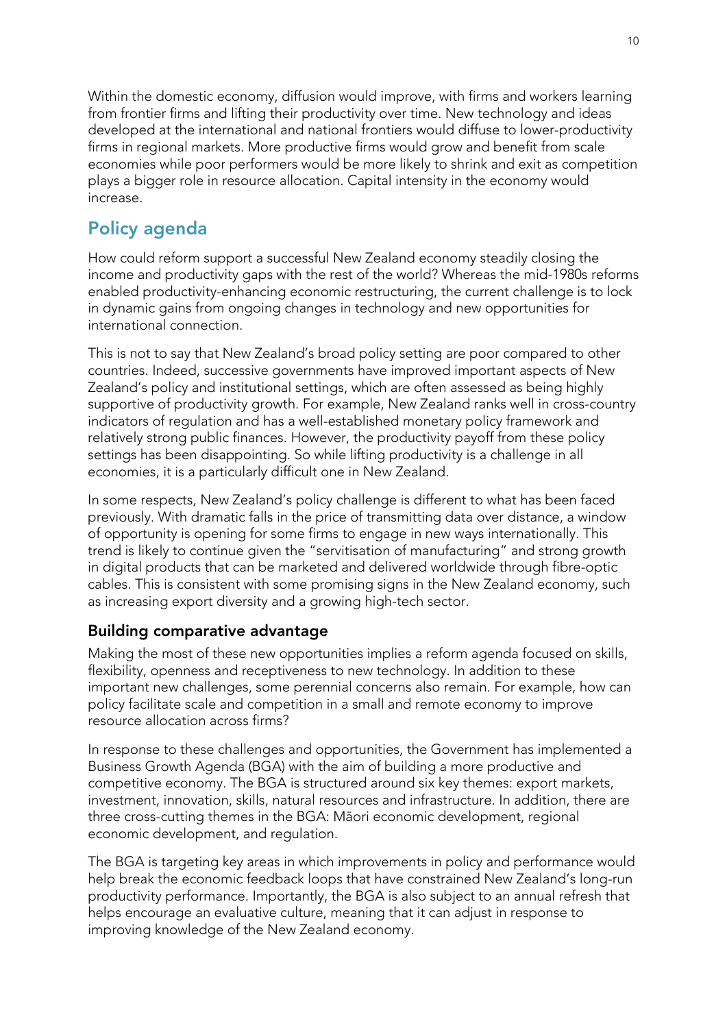Within the domestic economy, diffusion would improve, with firms and workers learning from frontier firms and lifting their productivity over time. New technology and ideas developed at the international and national frontiers would diffuse to lower-productivity firms in regional markets. More productive firms would grow and benefit from scale economies while poor performers would be more likely to shrink and exit as competition plays a bigger role in resource allocation. Capital intensity in the economy would increase.

## Policy agenda

How could reform support a successful New Zealand economy steadily closing the income and productivity gaps with the rest of the world? Whereas the mid-1980s reforms enabled productivity-enhancing economic restructuring, the current challenge is to lock in dynamic gains from ongoing changes in technology and new opportunities for international connection.

This is not to say that New Zealand's broad policy setting are poor compared to other countries. Indeed, successive governments have improved important aspects of New Zealand's policy and institutional settings, which are often assessed as being highly supportive of productivity growth. For example, New Zealand ranks well in cross-country indicators of regulation and has a well-established monetary policy framework and relatively strong public finances. However, the productivity payoff from these policy settings has been disappointing. So while lifting productivity is a challenge in all economies, it is a particularly difficult one in New Zealand.

In some respects, New Zealand's policy challenge is different to what has been faced previously. With dramatic falls in the price of transmitting data over distance, a window of opportunity is opening for some firms to engage in new ways internationally. This trend is likely to continue given the "servitisation of manufacturing" and strong growth in digital products that can be marketed and delivered worldwide through fibre-optic cables. This is consistent with some promising signs in the New Zealand economy, such as increasing export diversity and a growing high-tech sector.

### Building comparative advantage

Making the most of these new opportunities implies a reform agenda focused on skills, flexibility, openness and receptiveness to new technology. In addition to these important new challenges, some perennial concerns also remain. For example, how can policy facilitate scale and competition in a small and remote economy to improve resource allocation across firms?

In response to these challenges and opportunities, the Government has implemented a Business Growth Agenda (BGA) with the aim of building a more productive and competitive economy. The BGA is structured around six key themes: export markets, investment, innovation, skills, natural resources and infrastructure. In addition, there are three cross-cutting themes in the BGA: Māori economic development, regional economic development, and regulation.

The BGA is targeting key areas in which improvements in policy and performance would help break the economic feedback loops that have constrained New Zealand's long-run productivity performance. Importantly, the BGA is also subject to an annual refresh that helps encourage an evaluative culture, meaning that it can adjust in response to improving knowledge of the New Zealand economy.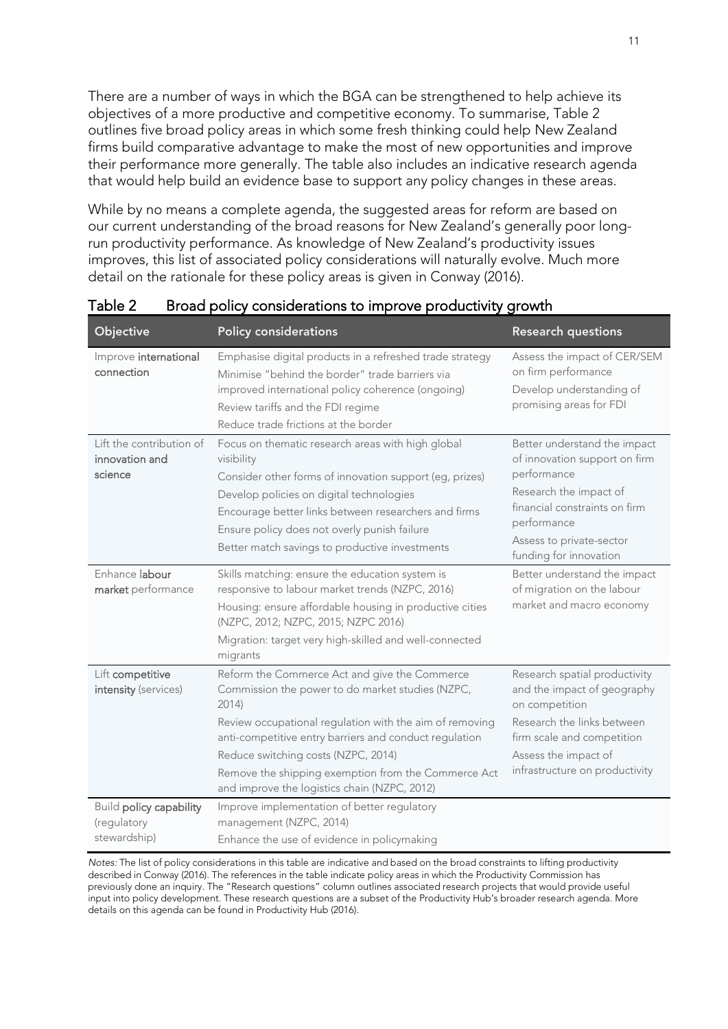There are a number of ways in which the BGA can be strengthened to help achieve its objectives of a more productive and competitive economy. To summarise, Table 2 outlines five broad policy areas in which some fresh thinking could help New Zealand firms build comparative advantage to make the most of new opportunities and improve their performance more generally. The table also includes an indicative research agenda that would help build an evidence base to support any policy changes in these areas.

While by no means a complete agenda, the suggested areas for reform are based on our current understanding of the broad reasons for New Zealand's generally poor long-run productivity performance. As knowledge of New Zealand's productivity issues improves, this list of associated policy considerations will naturally evolve. Much more detail on the rationale for these policy areas is given in Conway (2016).

Table 2 Broad policy considerations to improve productivity growth

| Objective | Policy considerations | Research questions |
|---|---|---|
| Improve **international connection** | Emphasise digital products in a refreshed trade strategy<br>Minimise "behind the border" trade barriers via improved international policy coherence (ongoing)<br>Review tariffs and the FDI regime<br>Reduce trade frictions at the border | Assess the impact of CER/SEM on firm performance<br>Develop understanding of promising areas for FDI |
| Lift the contribution of **innovation and science** | Focus on thematic research areas with high global visibility<br>Consider other forms of innovation support (eg, prizes)<br>Develop policies on digital technologies<br>Encourage better links between researchers and firms<br>Ensure policy does not overly punish failure<br>Better match savings to productive investments | Better understand the impact of innovation support on firm performance<br>Research the impact of financial constraints on firm performance<br>Assess to private-sector funding for innovation |
| Enhance **labour market** performance | Skills matching: ensure the education system is responsive to labour market trends (NZPC, 2016)<br>Housing: ensure affordable housing in productive cities (NZPC, 2012; NZPC, 2015; NZPC 2016)<br>Migration: target very high-skilled and well-connected migrants | Better understand the impact of migration on the labour market and macro economy |
| Lift **competitive intensity** (services) | Reform the Commerce Act and give the Commerce Commission the power to do market studies (NZPC, 2014)<br>Review occupational regulation with the aim of removing anti-competitive entry barriers and conduct regulation<br>Reduce switching costs (NZPC, 2014)<br>Remove the shipping exemption from the Commerce Act and improve the logistics chain (NZPC, 2012) | Research spatial productivity and the impact of geography on competition<br>Research the links between firm scale and competition<br>Assess the impact of infrastructure on productivity |
| Build **policy capability** (regulatory stewardship) | Improve implementation of better regulatory management (NZPC, 2014)<br>Enhance the use of evidence in policymaking | |

*Notes:* The list of policy considerations in this table are indicative and based on the broad constraints to lifting productivity described in Conway (2016). The references in the table indicate policy areas in which the Productivity Commission has previously done an inquiry. The "Research questions" column outlines associated research projects that would provide useful input into policy development. These research questions are a subset of the Productivity Hub's broader research agenda. More details on this agenda can be found in Productivity Hub (2016).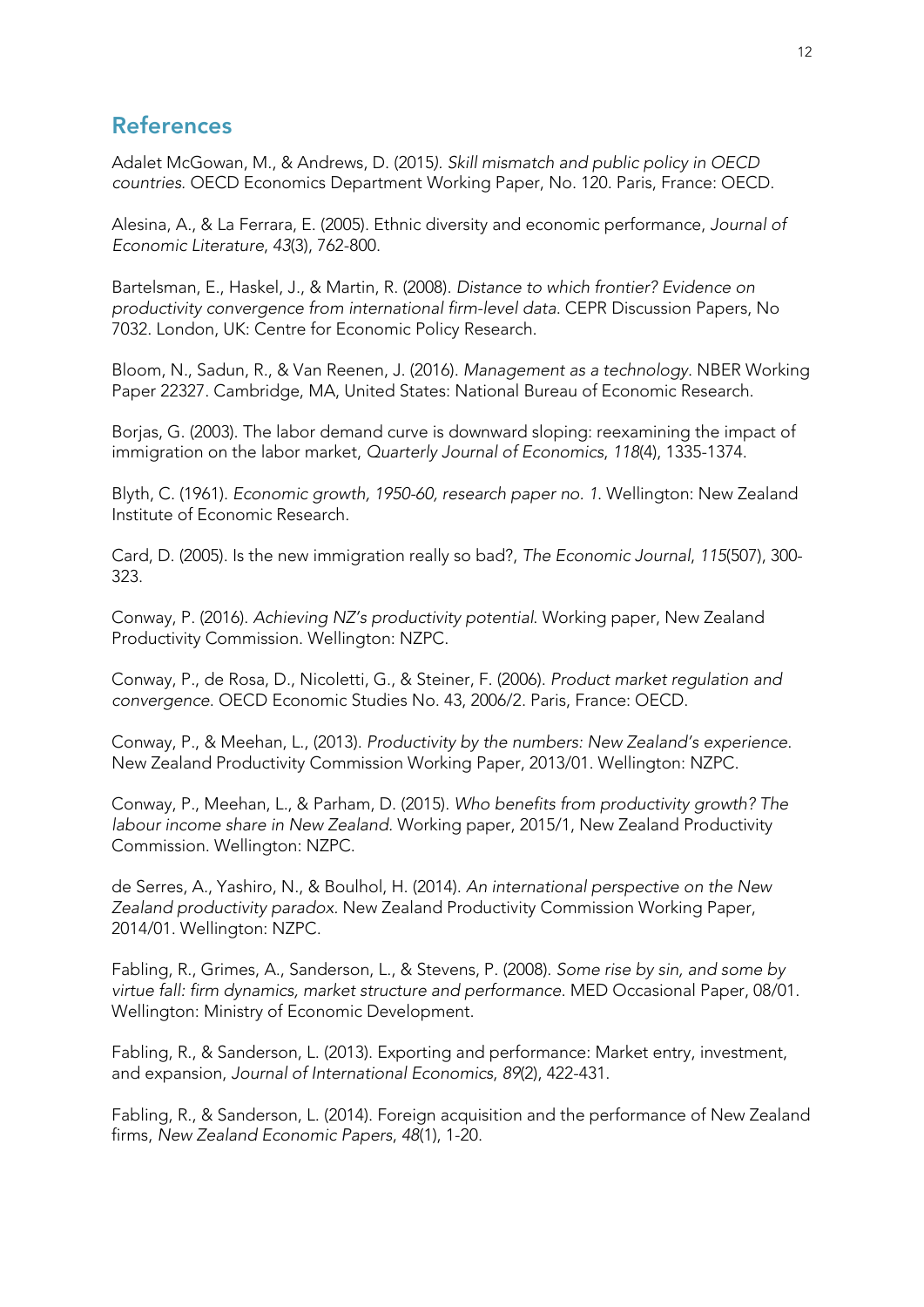## References

Adalet McGowan, M., & Andrews, D. (2015*). Skill mismatch and public policy in OECD countries.* OECD Economics Department Working Paper, No. 120. Paris, France: OECD.

Alesina, A., & La Ferrara, E. (2005). Ethnic diversity and economic performance, *Journal of Economic Literature*, *43*(3), 762-800.

Bartelsman, E., Haskel, J., & Martin, R. (2008). *Distance to which frontier? Evidence on productivity convergence from international firm-level data*. CEPR Discussion Papers, No 7032. London, UK: Centre for Economic Policy Research.

Bloom, N., Sadun, R., & Van Reenen, J. (2016). *Management as a technology*. NBER Working Paper 22327. Cambridge, MA, United States: National Bureau of Economic Research.

Borjas, G. (2003). The labor demand curve is downward sloping: reexamining the impact of immigration on the labor market, *Quarterly Journal of Economics*, *118*(4), 1335-1374.

Blyth, C. (1961). *Economic growth, 1950-60, research paper no. 1*. Wellington: New Zealand Institute of Economic Research.

Card, D. (2005). Is the new immigration really so bad?, *The Economic Journal*, *115*(507), 300-323.

Conway, P. (2016). *Achieving NZ's productivity potential*. Working paper, New Zealand Productivity Commission. Wellington: NZPC.

Conway, P., de Rosa, D., Nicoletti, G., & Steiner, F. (2006). *Product market regulation and convergence*. OECD Economic Studies No. 43, 2006/2. Paris, France: OECD.

Conway, P., & Meehan, L., (2013). *Productivity by the numbers: New Zealand's experience*. New Zealand Productivity Commission Working Paper, 2013/01. Wellington: NZPC.

Conway, P., Meehan, L., & Parham, D. (2015). *Who benefits from productivity growth? The labour income share in New Zealand*. Working paper, 2015/1, New Zealand Productivity Commission. Wellington: NZPC.

de Serres, A., Yashiro, N., & Boulhol, H. (2014). *An international perspective on the New Zealand productivity paradox*. New Zealand Productivity Commission Working Paper, 2014/01. Wellington: NZPC.

Fabling, R., Grimes, A., Sanderson, L., & Stevens, P. (2008). *Some rise by sin, and some by virtue fall: firm dynamics, market structure and performance*. MED Occasional Paper, 08/01. Wellington: Ministry of Economic Development.

Fabling, R., & Sanderson, L. (2013). Exporting and performance: Market entry, investment, and expansion, *Journal of International Economics*, *89*(2), 422-431.

Fabling, R., & Sanderson, L. (2014). Foreign acquisition and the performance of New Zealand firms, *New Zealand Economic Papers*, *48*(1), 1-20.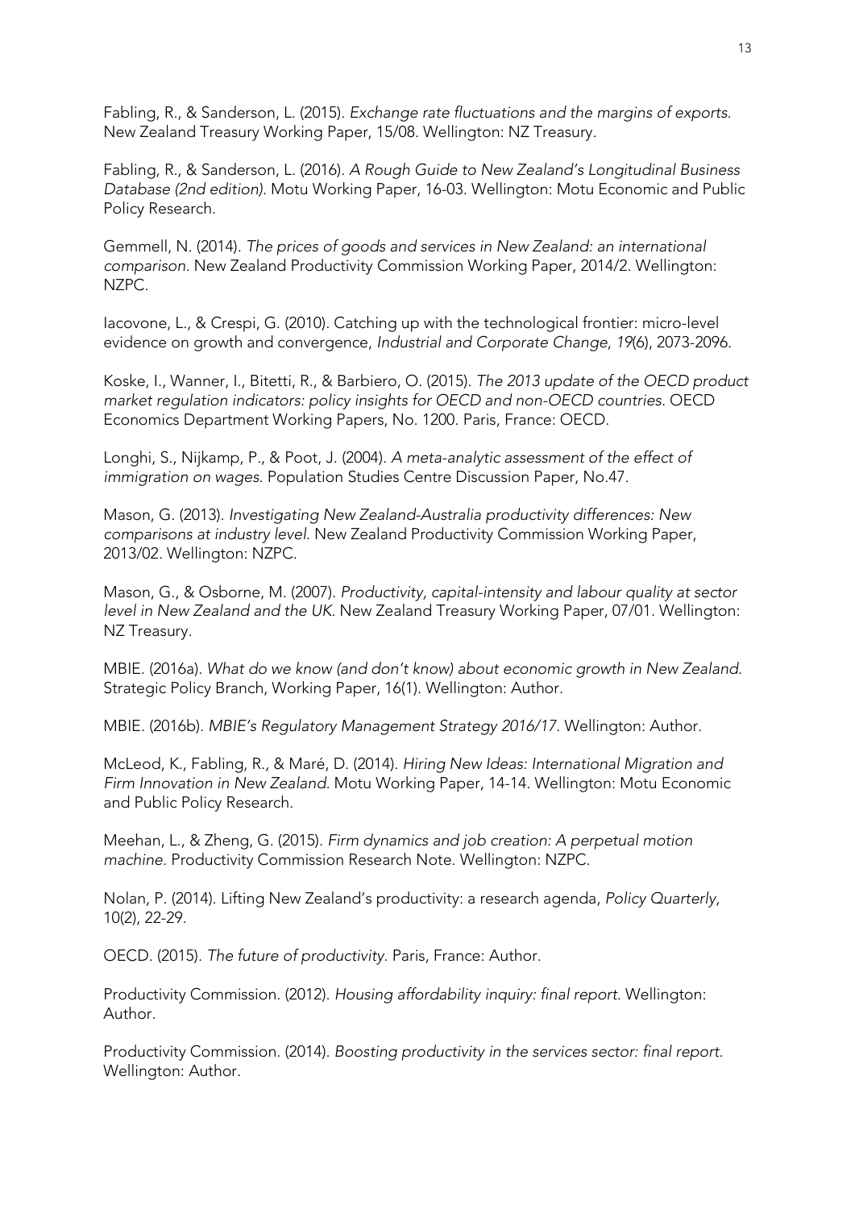Fabling, R., & Sanderson, L. (2015). *Exchange rate fluctuations and the margins of exports*. New Zealand Treasury Working Paper, 15/08. Wellington: NZ Treasury.

Fabling, R., & Sanderson, L. (2016). *A Rough Guide to New Zealand's Longitudinal Business Database (2nd edition)*. Motu Working Paper, 16-03. Wellington: Motu Economic and Public Policy Research.

Gemmell, N. (2014). *The prices of goods and services in New Zealand: an international comparison*. New Zealand Productivity Commission Working Paper, 2014/2. Wellington: NZPC.

Iacovone, L., & Crespi, G. (2010). Catching up with the technological frontier: micro-level evidence on growth and convergence, *Industrial and Corporate Change*, *19*(6), 2073-2096.

Koske, I., Wanner, I., Bitetti, R., & Barbiero, O. (2015). *The 2013 update of the OECD product market regulation indicators: policy insights for OECD and non-OECD countries*. OECD Economics Department Working Papers, No. 1200. Paris, France: OECD.

Longhi, S., Nijkamp, P., & Poot, J. (2004). *A meta-analytic assessment of the effect of immigration on wages*. Population Studies Centre Discussion Paper, No.47.

Mason, G. (2013). *Investigating New Zealand-Australia productivity differences: New comparisons at industry level*. New Zealand Productivity Commission Working Paper, 2013/02. Wellington: NZPC.

Mason, G., & Osborne, M. (2007). *Productivity, capital-intensity and labour quality at sector level in New Zealand and the UK*. New Zealand Treasury Working Paper, 07/01. Wellington: NZ Treasury.

MBIE. (2016a). *What do we know (and don't know) about economic growth in New Zealand*. Strategic Policy Branch, Working Paper, 16(1). Wellington: Author.

MBIE. (2016b). *MBIE's Regulatory Management Strategy 2016/17*. Wellington: Author.

McLeod, K., Fabling, R., & Maré, D. (2014). *Hiring New Ideas: International Migration and Firm Innovation in New Zealand*. Motu Working Paper, 14-14. Wellington: Motu Economic and Public Policy Research.

Meehan, L., & Zheng, G. (2015). *Firm dynamics and job creation: A perpetual motion machine*. Productivity Commission Research Note. Wellington: NZPC.

Nolan, P. (2014). Lifting New Zealand's productivity: a research agenda, *Policy Quarterly*, 10(2), 22-29.

OECD. (2015). *The future of productivity*. Paris, France: Author.

Productivity Commission. (2012). *Housing affordability inquiry: final report*. Wellington: Author.

Productivity Commission. (2014). *Boosting productivity in the services sector: final report*. Wellington: Author.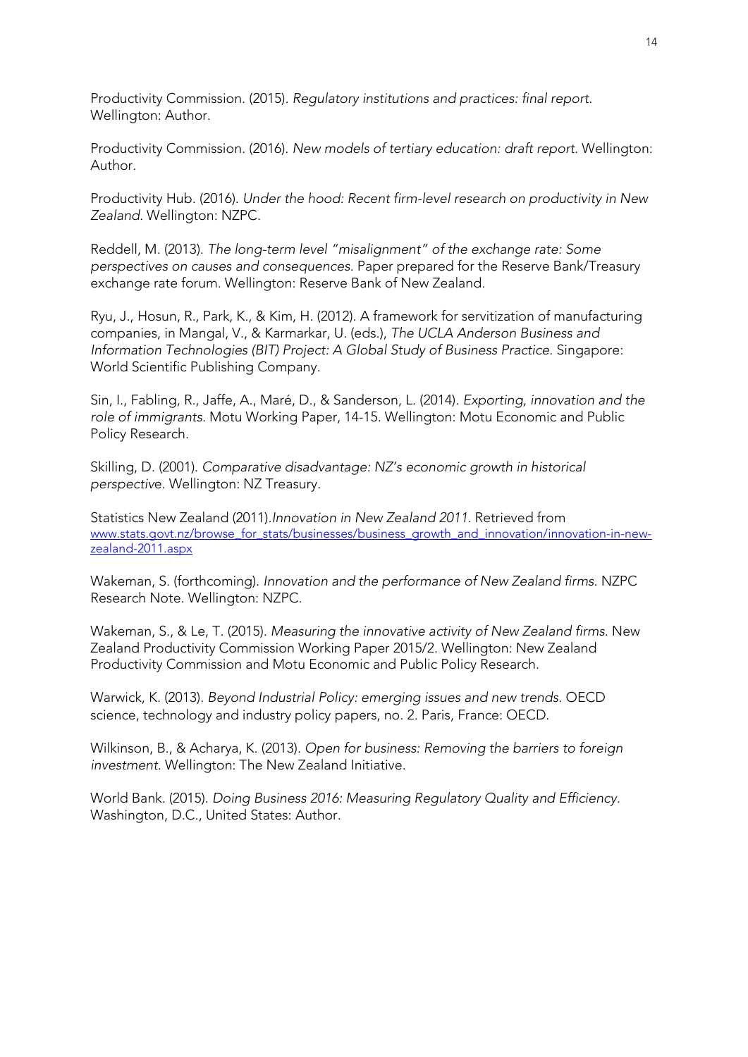Productivity Commission. (2015). *Regulatory institutions and practices: final report*. Wellington: Author.

Productivity Commission. (2016). *New models of tertiary education: draft report*. Wellington: Author.

Productivity Hub. (2016). *Under the hood: Recent firm-level research on productivity in New Zealand*. Wellington: NZPC.

Reddell, M. (2013). *The long-term level "misalignment" of the exchange rate: Some perspectives on causes and consequences*. Paper prepared for the Reserve Bank/Treasury exchange rate forum. Wellington: Reserve Bank of New Zealand.

Ryu, J., Hosun, R., Park, K., & Kim, H. (2012). A framework for servitization of manufacturing companies, in Mangal, V., & Karmarkar, U. (eds.), *The UCLA Anderson Business and Information Technologies (BIT) Project: A Global Study of Business Practice*. Singapore: World Scientific Publishing Company.

Sin, I., Fabling, R., Jaffe, A., Maré, D., & Sanderson, L. (2014). *Exporting, innovation and the role of immigrants*. Motu Working Paper, 14-15. Wellington: Motu Economic and Public Policy Research.

Skilling, D. (2001). *Comparative disadvantage: NZ's economic growth in historical perspective*. Wellington: NZ Treasury.

Statistics New Zealand (2011).*Innovation in New Zealand 2011*. Retrieved from [www.stats.govt.nz/browse_for_stats/businesses/business_growth_and_innovation/innovation-in-new-zealand-2011.aspx](www.stats.govt.nz/browse_for_stats/businesses/business_growth_and_innovation/innovation-in-new-zealand-2011.aspx)

Wakeman, S. (forthcoming). *Innovation and the performance of New Zealand firms*. NZPC Research Note. Wellington: NZPC.

Wakeman, S., & Le, T. (2015). *Measuring the innovative activity of New Zealand firms*. New Zealand Productivity Commission Working Paper 2015/2. Wellington: New Zealand Productivity Commission and Motu Economic and Public Policy Research.

Warwick, K. (2013). *Beyond Industrial Policy: emerging issues and new trends*. OECD science, technology and industry policy papers, no. 2. Paris, France: OECD.

Wilkinson, B., & Acharya, K. (2013). *Open for business: Removing the barriers to foreign investment*. Wellington: The New Zealand Initiative.

World Bank. (2015). *Doing Business 2016: Measuring Regulatory Quality and Efficiency*. Washington, D.C., United States: Author.